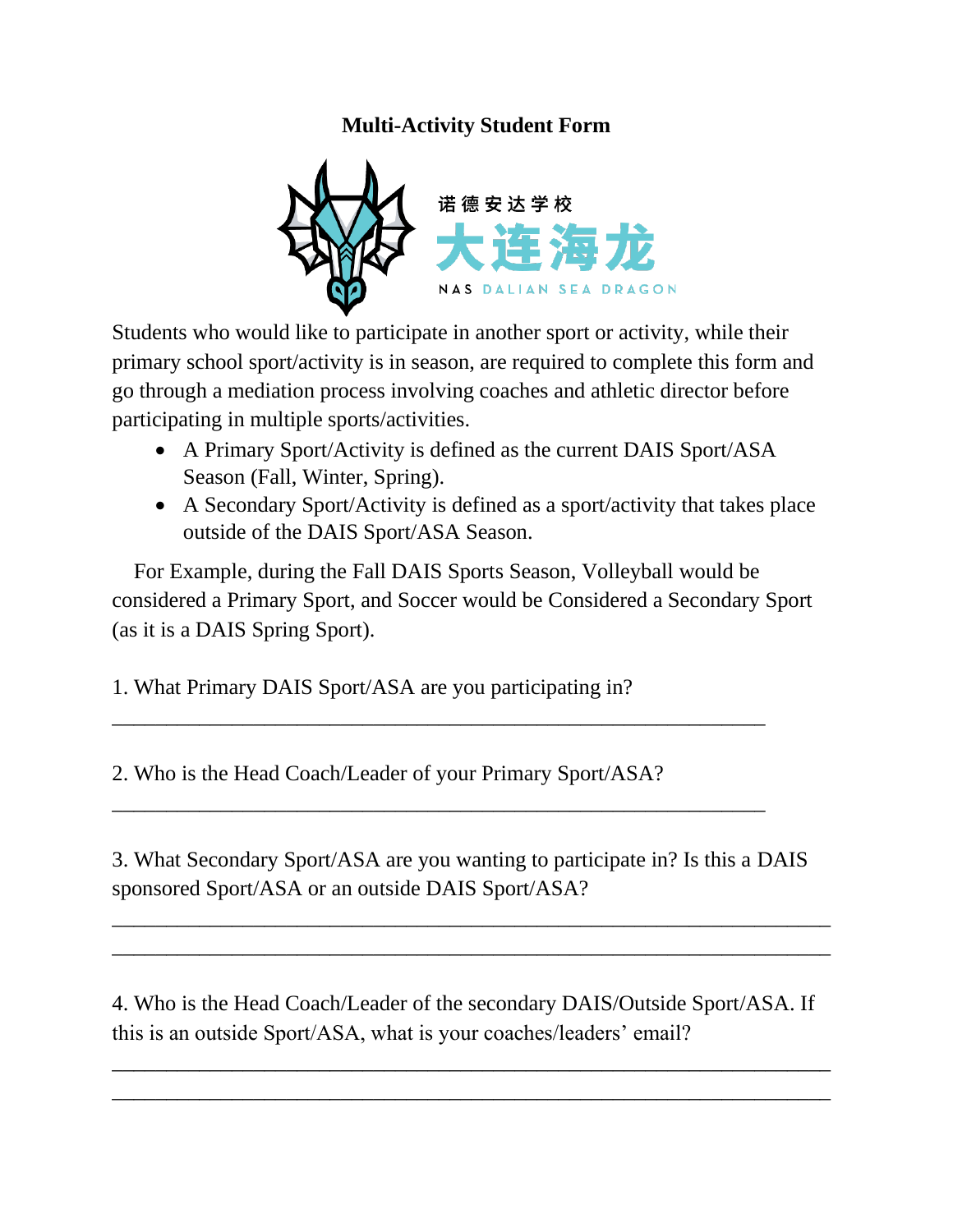# Multi-Activity Student Form

诺德安达学校

大连海龙

NAS DALIAN SEA DRAGON

Students who would like to participate in another sport or activity, while their primary school sport/activity is in season, are required to complete this form and go through a mediation process involving coaches and athletic director before participating in multiple sports/activities.

- A Primary Sport/Activity is defined as the current DAIS Sport/ASA Season (Fall, Winter, Spring).
- A Secondary Sport/Activity is defined as a sport/activity that takes place outside of the DAIS Sport/ASA Season.

For Example, during the Fall DAIS Sports Season, Volleyball would be considered a Primary Sport, and Soccer would be Considered a Secondary Sport (as it is a DAIS Spring Sport).

1. What Primary DAIS Sport/ASA are you participating in?

_______________________________________________________________

2. Who is the Head Coach/Leader of your Primary Sport/ASA?

_______________________________________________________________

3. What Secondary Sport/ASA are you wanting to participate in? Is this a DAIS sponsored Sport/ASA or an outside DAIS Sport/ASA?

_____________________________________________________________________

_____________________________________________________________________

4. Who is the Head Coach/Leader of the secondary DAIS/Outside Sport/ASA. If this is an outside Sport/ASA, what is your coaches/leaders' email?

_____________________________________________________________________

_____________________________________________________________________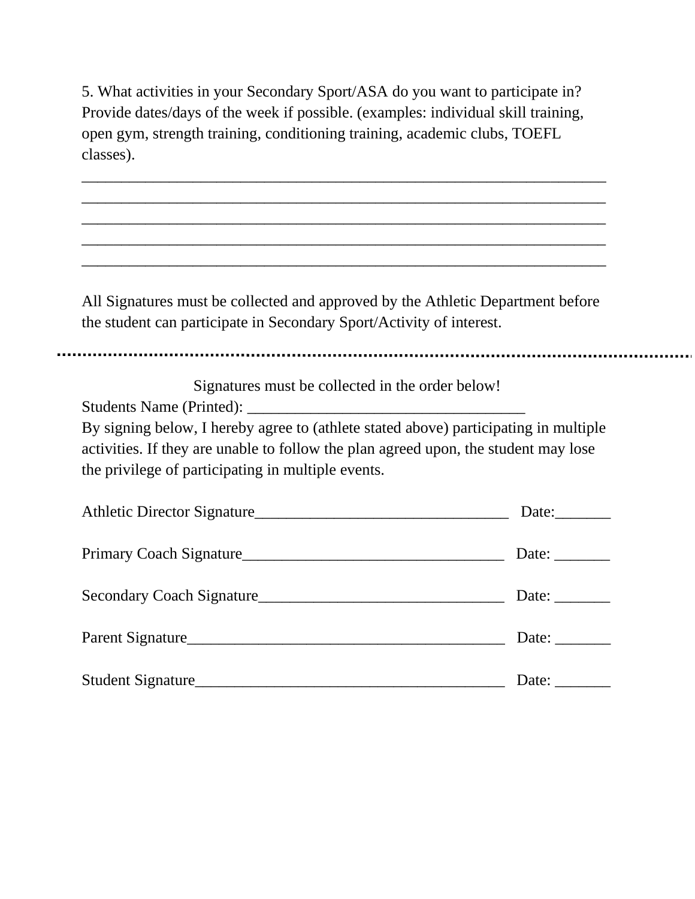5. What activities in your Secondary Sport/ASA do you want to participate in? Provide dates/days of the week if possible. (examples: individual skill training, open gym, strength training, conditioning training, academic clubs, TOEFL classes).

_____________________________________________________________________
_____________________________________________________________________
_____________________________________________________________________
_____________________________________________________________________
_____________________________________________________________________

All Signatures must be collected and approved by the Athletic Department before the student can participate in Secondary Sport/Activity of interest.

---

Signatures must be collected in the order below!

Students Name (Printed): ___________________________________

By signing below, I hereby agree to (athlete stated above) participating in multiple activities. If they are unable to follow the plan agreed upon, the student may lose the privilege of participating in multiple events.

Athletic Director Signature________________________________ Date:_______

Primary Coach Signature_________________________________ Date: _______

Secondary Coach Signature_______________________________ Date: _______

Parent Signature________________________________________ Date: _______

Student Signature_______________________________________ Date: _______